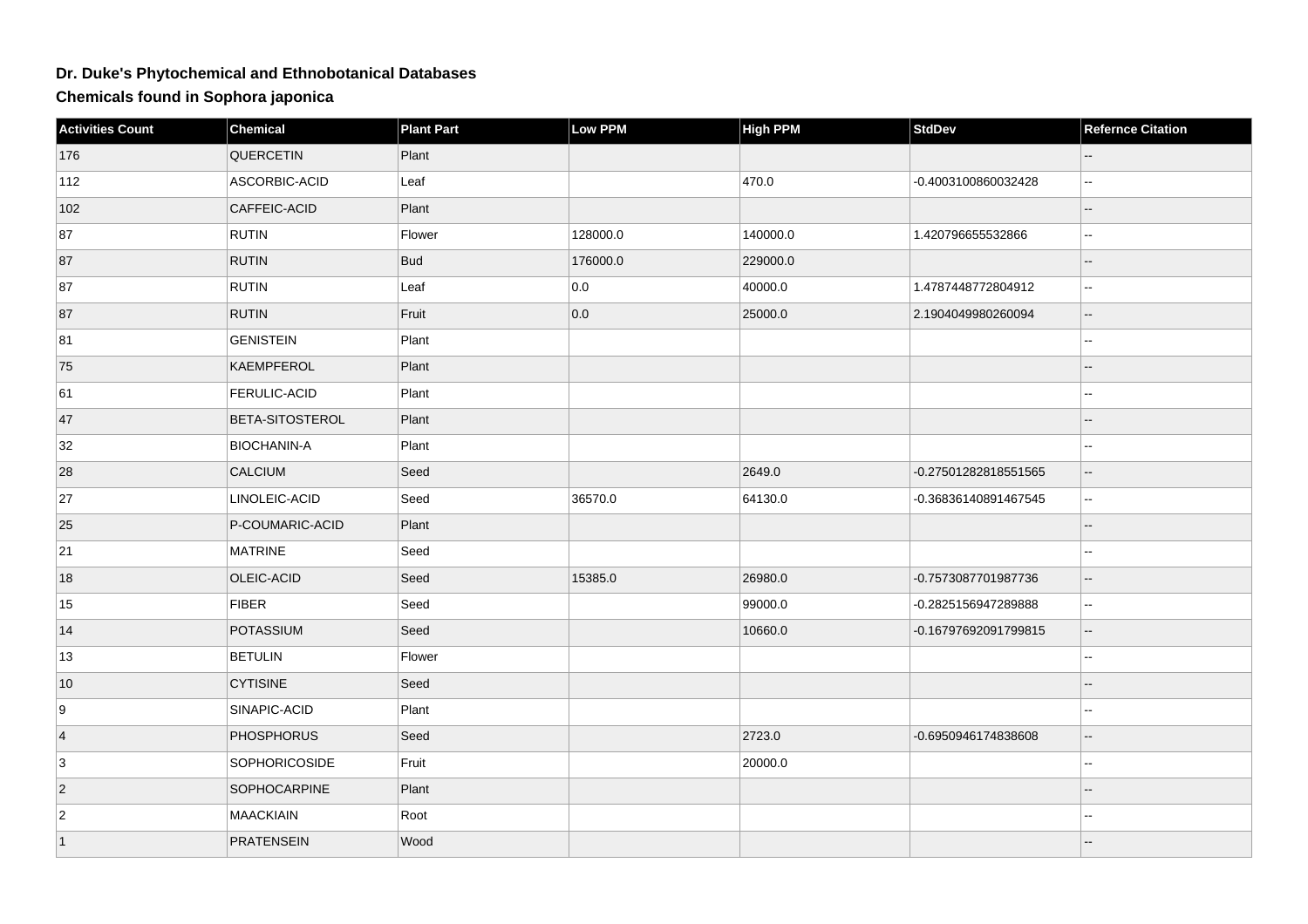# Dr. Duke's Phytochemical and Ethnobotanical Databases

## Chemicals found in Sophora japonica

| Activities Count | Chemical | Plant Part | Low PPM | High PPM | StdDev | Refernce Citation |
|---|---|---|---|---|---|---|
| 176 | QUERCETIN | Plant | | | | -- |
| 112 | ASCORBIC-ACID | Leaf | | 470.0 | -0.4003100860032428 | -- |
| 102 | CAFFEIC-ACID | Plant | | | | -- |
| 87 | RUTIN | Flower | 128000.0 | 140000.0 | 1.420796655532866 | -- |
| 87 | RUTIN | Bud | 176000.0 | 229000.0 | | -- |
| 87 | RUTIN | Leaf | 0.0 | 40000.0 | 1.4787448772804912 | -- |
| 87 | RUTIN | Fruit | 0.0 | 25000.0 | 2.1904049980260094 | -- |
| 81 | GENISTEIN | Plant | | | | -- |
| 75 | KAEMPFEROL | Plant | | | | -- |
| 61 | FERULIC-ACID | Plant | | | | -- |
| 47 | BETA-SITOSTEROL | Plant | | | | -- |
| 32 | BIOCHANIN-A | Plant | | | | -- |
| 28 | CALCIUM | Seed | | 2649.0 | -0.27501282818551565 | -- |
| 27 | LINOLEIC-ACID | Seed | 36570.0 | 64130.0 | -0.36836140891467545 | -- |
| 25 | P-COUMARIC-ACID | Plant | | | | -- |
| 21 | MATRINE | Seed | | | | -- |
| 18 | OLEIC-ACID | Seed | 15385.0 | 26980.0 | -0.7573087701987736 | -- |
| 15 | FIBER | Seed | | 99000.0 | -0.2825156947289888 | -- |
| 14 | POTASSIUM | Seed | | 10660.0 | -0.16797692091799815 | -- |
| 13 | BETULIN | Flower | | | | -- |
| 10 | CYTISINE | Seed | | | | -- |
| 9 | SINAPIC-ACID | Plant | | | | -- |
| 4 | PHOSPHORUS | Seed | | 2723.0 | -0.6950946174838608 | -- |
| 3 | SOPHORICOSIDE | Fruit | | 20000.0 | | -- |
| 2 | SOPHOCARPINE | Plant | | | | -- |
| 2 | MAACKIAIN | Root | | | | -- |
| 1 | PRATENSEIN | Wood | | | | -- |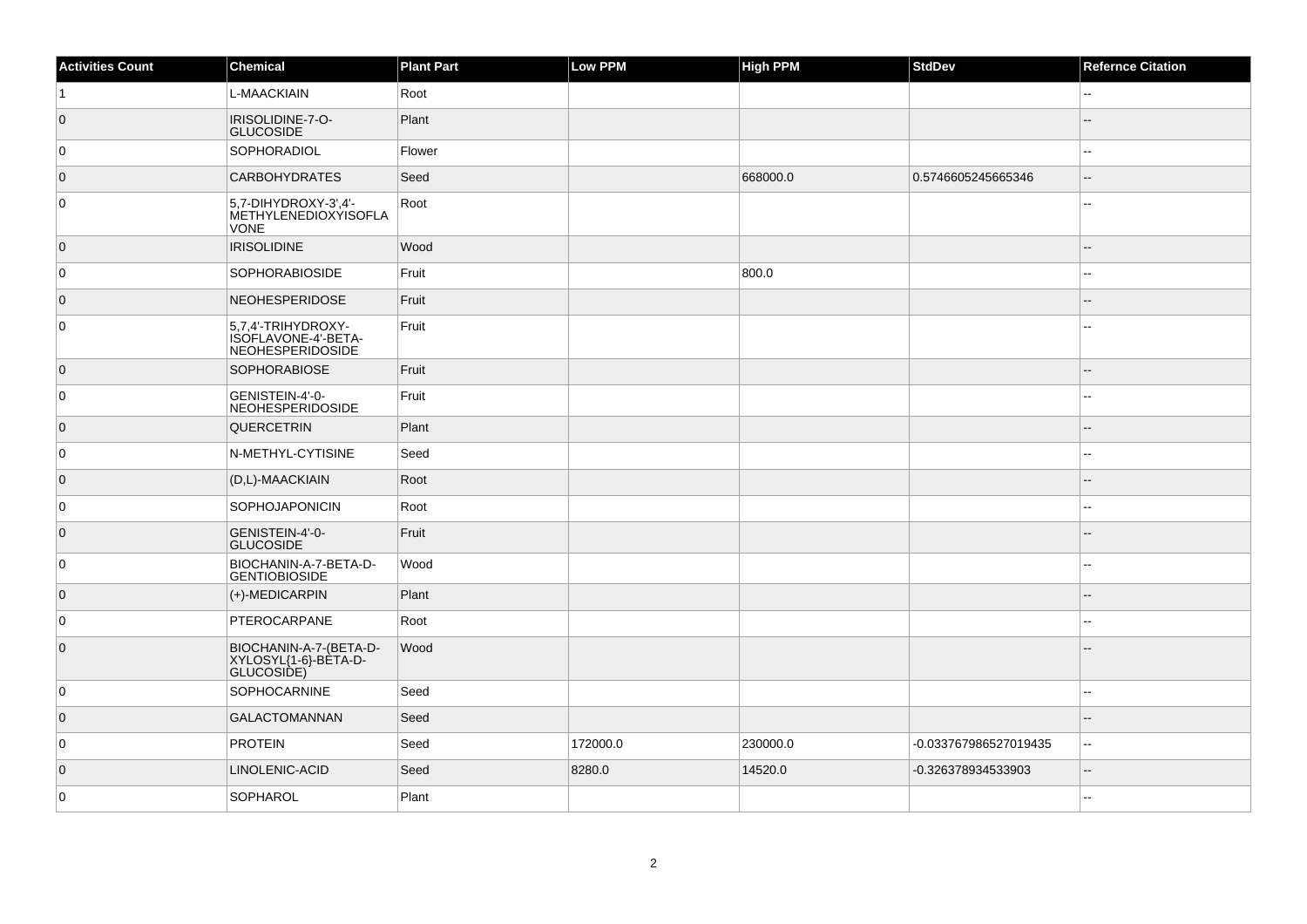| Activities Count | Chemical | Plant Part | Low PPM | High PPM | StdDev | Refernce Citation |
|---|---|---|---|---|---|---|
| 1 | L-MAACKIAIN | Root | | | | -- |
| 0 | IRISOLIDINE-7-O-GLUCOSIDE | Plant | | | | -- |
| 0 | SOPHORADIOL | Flower | | | | -- |
| 0 | CARBOHYDRATES | Seed | | 668000.0 | 0.5746605245665346 | -- |
| 0 | 5,7-DIHYDROXY-3',4'-METHYLENEDIOXYISOFLAVONE | Root | | | | -- |
| 0 | IRISOLIDINE | Wood | | | | -- |
| 0 | SOPHORABIOSIDE | Fruit | | 800.0 | | -- |
| 0 | NEOHESPERIDOSE | Fruit | | | | -- |
| 0 | 5,7,4'-TRIHYDROXY-ISOFLAVONE-4'-BETA-NEOHESPERIDOSIDE | Fruit | | | | -- |
| 0 | SOPHORABIOSE | Fruit | | | | -- |
| 0 | GENISTEIN-4'-0-NEOHESPERIDOSIDE | Fruit | | | | -- |
| 0 | QUERCETRIN | Plant | | | | -- |
| 0 | N-METHYL-CYTISINE | Seed | | | | -- |
| 0 | (D,L)-MAACKIAIN | Root | | | | -- |
| 0 | SOPHOJAPONICIN | Root | | | | -- |
| 0 | GENISTEIN-4'-0-GLUCOSIDE | Fruit | | | | -- |
| 0 | BIOCHANIN-A-7-BETA-D-GENTIOBIOSIDE | Wood | | | | -- |
| 0 | (+)-MEDICARPIN | Plant | | | | -- |
| 0 | PTEROCARPANE | Root | | | | -- |
| 0 | BIOCHANIN-A-7-(BETA-D-XYLOSYL{1-6}-BETA-D-GLUCOSIDE) | Wood | | | | -- |
| 0 | SOPHOCARNINE | Seed | | | | -- |
| 0 | GALACTOMANNAN | Seed | | | | -- |
| 0 | PROTEIN | Seed | 172000.0 | 230000.0 | -0.033767986527019435 | -- |
| 0 | LINOLENIC-ACID | Seed | 8280.0 | 14520.0 | -0.326378934533903 | -- |
| 0 | SOPHAROL | Plant | | | | -- |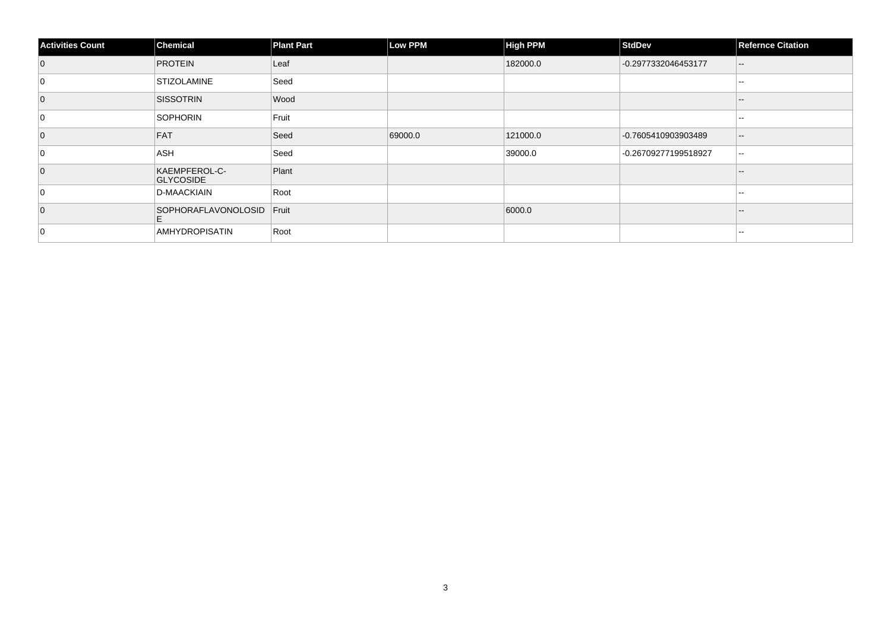| Activities Count | Chemical | Plant Part | Low PPM | High PPM | StdDev | Refernce Citation |
|---|---|---|---|---|---|---|
| 0 | PROTEIN | Leaf | | 182000.0 | -0.2977332046453177 | -- |
| 0 | STIZOLAMINE | Seed | | | | -- |
| 0 | SISSOTRIN | Wood | | | | -- |
| 0 | SOPHORIN | Fruit | | | | -- |
| 0 | FAT | Seed | 69000.0 | 121000.0 | -0.7605410903903489 | -- |
| 0 | ASH | Seed | | 39000.0 | -0.26709277199518927 | -- |
| 0 | KAEMPFEROL-C-GLYCOSIDE | Plant | | | | -- |
| 0 | D-MAACKIAIN | Root | | | | -- |
| 0 | SOPHORAFLAVONOLOSIDE | Fruit | | 6000.0 | | -- |
| 0 | AMHYDROPISATIN | Root | | | | -- |